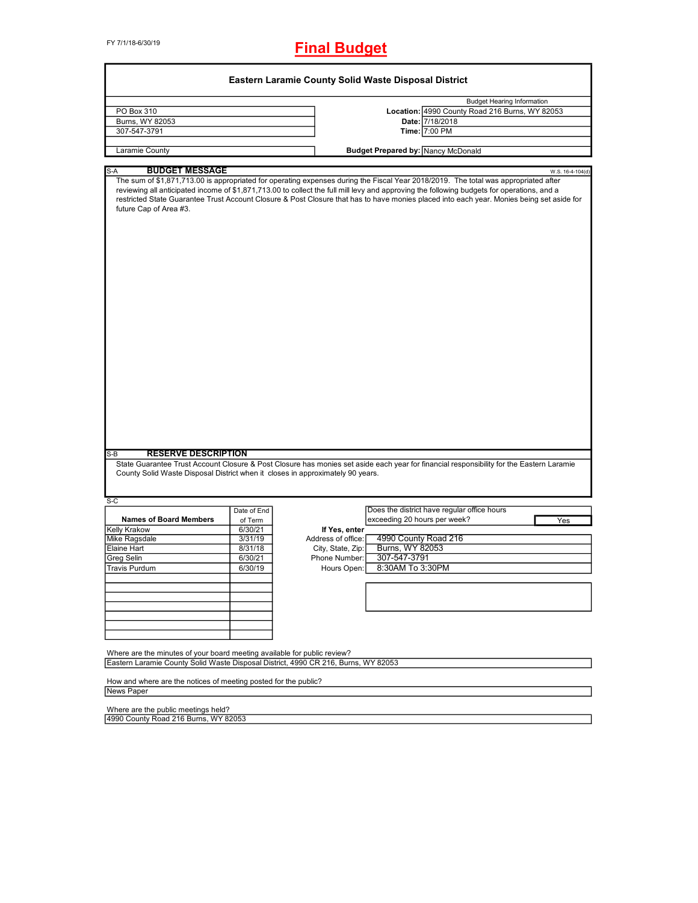FY 7/1/18-6/30/19

# Final Budget

## Eastern Laramie County Solid Waste Disposal District

| | | |
|---|---|---|
| PO Box 310 | | **Budget Hearing Information** |
| Burns, WY 82053 | **Location:** | 4990 County Road 216 Burns, WY 82053 |
| 307-547-3791 | **Date:** | 7/18/2018 |
| | **Time:** | 7:00 PM |
| Laramie County | **Budget Prepared by:** | Nancy McDonald |

### S-A BUDGET MESSAGE

W.S. 16-4-104(d)

The sum of $1,871,713.00 is appropriated for operating expenses during the Fiscal Year 2018/2019. The total was appropriated after reviewing all anticipated income of $1,871,713.00 to collect the full mill levy and approving the following budgets for operations, and a restricted State Guarantee Trust Account Closure & Post Closure that has to have monies placed into each year. Monies being set aside for future Cap of Area #3.

### S-B RESERVE DESCRIPTION

State Guarantee Trust Account Closure & Post Closure has monies set aside each year for financial responsibility for the Eastern Laramie County Solid Waste Disposal District when it closes in approximately 90 years.

### S-C

| Names of Board Members | Date of End of Term |
|---|---|
| Kelly Krakow | 6/30/21 |
| Mike Ragsdale | 3/31/19 |
| Elaine Hart | 8/31/18 |
| Greg Selin | 6/30/21 |
| Travis Purdum | 6/30/19 |

Does the district have regular office hours exceeding 20 hours per week? **Yes**

**If Yes, enter**

| | |
|---|---|
| Address of office: | 4990 County Road 216 |
| City, State, Zip: | Burns, WY 82053 |
| Phone Number: | 307-547-3791 |
| Hours Open: | 8:30AM To 3:30PM |

Where are the minutes of your board meeting available for public review?
Eastern Laramie County Solid Waste Disposal District, 4990 CR 216, Burns, WY 82053

How and where are the notices of meeting posted for the public?
News Paper

Where are the public meetings held?
4990 County Road 216 Burns, WY 82053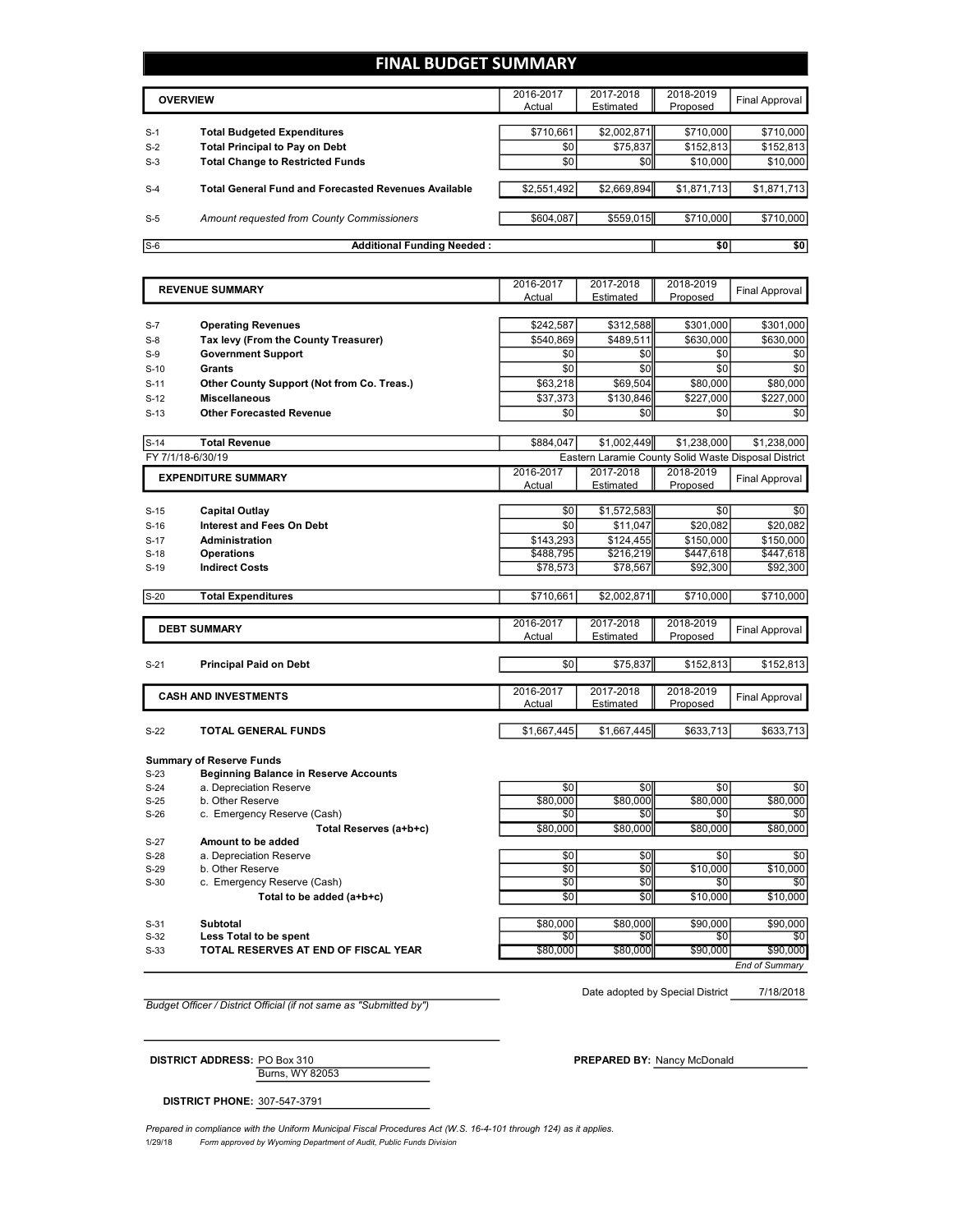# FINAL BUDGET SUMMARY

| | OVERVIEW | 2016-2017 Actual | 2017-2018 Estimated | 2018-2019 Proposed | Final Approval |
|---|---|---|---|---|---|
| S-1 | **Total Budgeted Expenditures** | $710,661 | $2,002,871 | $710,000 | $710,000 |
| S-2 | **Total Principal to Pay on Debt** | $0 | $75,837 | $152,813 | $152,813 |
| S-3 | **Total Change to Restricted Funds** | $0 | $0 | $10,000 | $10,000 |
| S-4 | **Total General Fund and Forecasted Revenues Available** | $2,551,492 | $2,669,894 | $1,871,713 | $1,871,713 |
| S-5 | *Amount requested from County Commissioners* | $604,087 | $559,015 | $710,000 | $710,000 |
| S-6 | **Additional Funding Needed :** | | | $0 | $0 |

| | REVENUE SUMMARY | 2016-2017 Actual | 2017-2018 Estimated | 2018-2019 Proposed | Final Approval |
|---|---|---|---|---|---|
| S-7 | **Operating Revenues** | $242,587 | $312,588 | $301,000 | $301,000 |
| S-8 | **Tax levy (From the County Treasurer)** | $540,869 | $489,511 | $630,000 | $630,000 |
| S-9 | **Government Support** | $0 | $0 | $0 | $0 |
| S-10 | **Grants** | $0 | $0 | $0 | $0 |
| S-11 | **Other County Support (Not from Co. Treas.)** | $63,218 | $69,504 | $80,000 | $80,000 |
| S-12 | **Miscellaneous** | $37,373 | $130,846 | $227,000 | $227,000 |
| S-13 | **Other Forecasted Revenue** | $0 | $0 | $0 | $0 |
| S-14 | **Total Revenue** | $884,047 | $1,002,449 | $1,238,000 | $1,238,000 |

FY 7/1/18-6/30/19 — Eastern Laramie County Solid Waste Disposal District

| | EXPENDITURE SUMMARY | 2016-2017 Actual | 2017-2018 Estimated | 2018-2019 Proposed | Final Approval |
|---|---|---|---|---|---|
| S-15 | **Capital Outlay** | $0 | $1,572,583 | $0 | $0 |
| S-16 | **Interest and Fees On Debt** | $0 | $11,047 | $20,082 | $20,082 |
| S-17 | **Administration** | $143,293 | $124,455 | $150,000 | $150,000 |
| S-18 | **Operations** | $488,795 | $216,219 | $447,618 | $447,618 |
| S-19 | **Indirect Costs** | $78,573 | $78,567 | $92,300 | $92,300 |
| S-20 | **Total Expenditures** | $710,661 | $2,002,871 | $710,000 | $710,000 |

| | DEBT SUMMARY | 2016-2017 Actual | 2017-2018 Estimated | 2018-2019 Proposed | Final Approval |
|---|---|---|---|---|---|
| S-21 | **Principal Paid on Debt** | $0 | $75,837 | $152,813 | $152,813 |

| | CASH AND INVESTMENTS | 2016-2017 Actual | 2017-2018 Estimated | 2018-2019 Proposed | Final Approval |
|---|---|---|---|---|---|
| S-22 | **TOTAL GENERAL FUNDS** | $1,667,445 | $1,667,445 | $633,713 | $633,713 |
| | **Summary of Reserve Funds** | | | | |
| S-23 | **Beginning Balance in Reserve Accounts** | | | | |
| S-24 | a. Depreciation Reserve | $0 | $0 | $0 | $0 |
| S-25 | b. Other Reserve | $80,000 | $80,000 | $80,000 | $80,000 |
| S-26 | c. Emergency Reserve (Cash) | $0 | $0 | $0 | $0 |
| | **Total Reserves (a+b+c)** | $80,000 | $80,000 | $80,000 | $80,000 |
| S-27 | **Amount to be added** | | | | |
| S-28 | a. Depreciation Reserve | $0 | $0 | $0 | $0 |
| S-29 | b. Other Reserve | $0 | $0 | $10,000 | $10,000 |
| S-30 | c. Emergency Reserve (Cash) | $0 | $0 | $0 | $0 |
| | **Total to be added (a+b+c)** | $0 | $0 | $10,000 | $10,000 |
| S-31 | **Subtotal** | $80,000 | $80,000 | $90,000 | $90,000 |
| S-32 | **Less Total to be spent** | $0 | $0 | $0 | $0 |
| S-33 | **TOTAL RESERVES AT END OF FISCAL YEAR** | $80,000 | $80,000 | $90,000 | $90,000 |

*End of Summary*

Date adopted by Special District: 7/18/2018

*Budget Officer / District Official (if not same as "Submitted by")*

**DISTRICT ADDRESS:** PO Box 310
Burns, WY 82053

**PREPARED BY:** Nancy McDonald

**DISTRICT PHONE:** 307-547-3791

*Prepared in compliance with the Uniform Municipal Fiscal Procedures Act (W.S. 16-4-101 through 124) as it applies.*

1/29/18 *Form approved by Wyoming Department of Audit, Public Funds Division*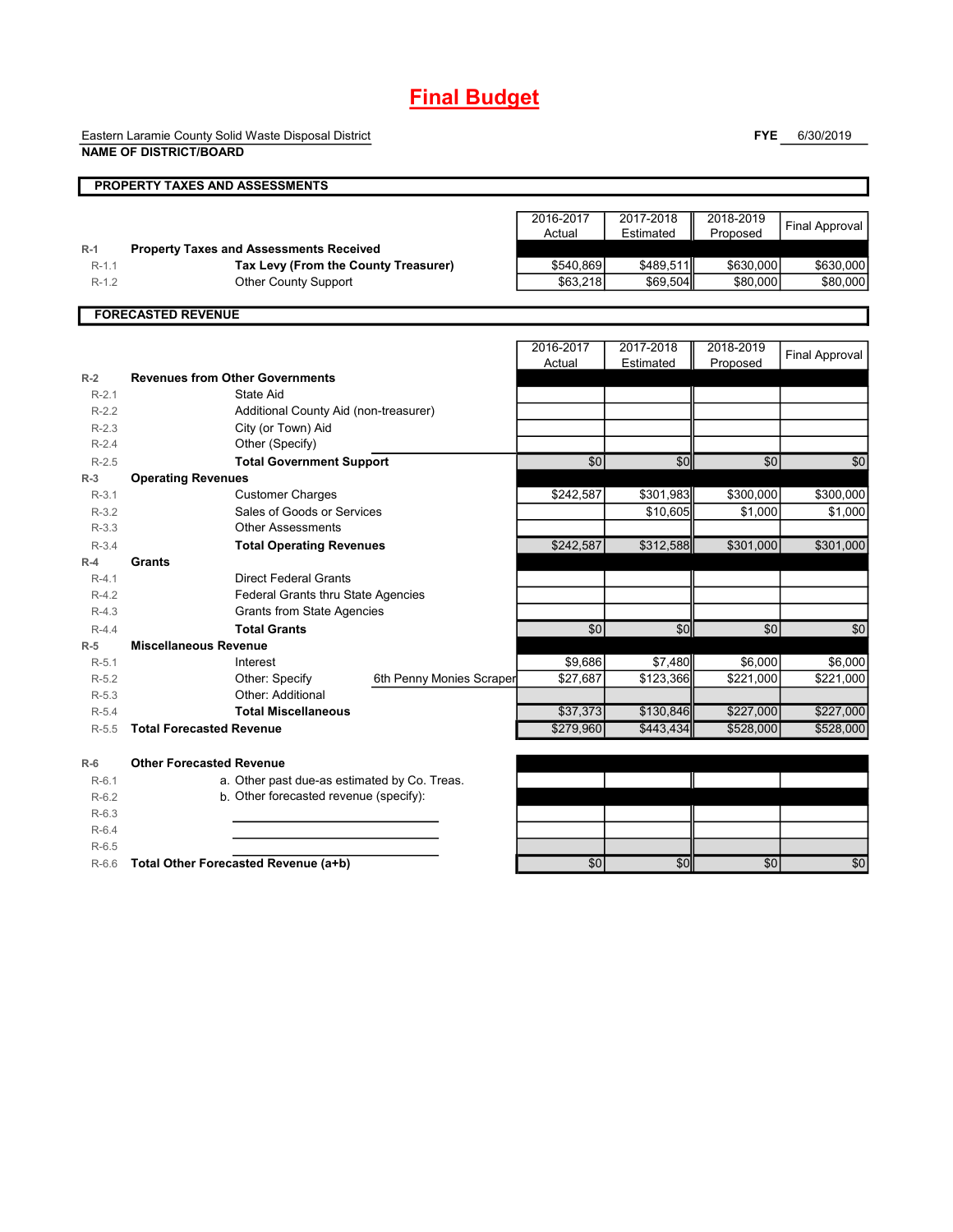# Final Budget

Eastern Laramie County Solid Waste Disposal District
**NAME OF DISTRICT/BOARD**

**FYE** 6/30/2019

## PROPERTY TAXES AND ASSESSMENTS

| | | 2016-2017 Actual | 2017-2018 Estimated | 2018-2019 Proposed | Final Approval |
|---|---|---|---|---|---|
| R-1 | **Property Taxes and Assessments Received** | | | | |
| R-1.1 | **Tax Levy (From the County Treasurer)** | $540,869 | $489,511 | $630,000 | $630,000 |
| R-1.2 | Other County Support | $63,218 | $69,504 | $80,000 | $80,000 |

## FORECASTED REVENUE

| | | 2016-2017 Actual | 2017-2018 Estimated | 2018-2019 Proposed | Final Approval |
|---|---|---|---|---|---|
| R-2 | **Revenues from Other Governments** | | | | |
| R-2.1 | State Aid | | | | |
| R-2.2 | Additional County Aid (non-treasurer) | | | | |
| R-2.3 | City (or Town) Aid | | | | |
| R-2.4 | Other (Specify) | | | | |
| R-2.5 | **Total Government Support** | $0 | $0 | $0 | $0 |
| R-3 | **Operating Revenues** | | | | |
| R-3.1 | Customer Charges | $242,587 | $301,983 | $300,000 | $300,000 |
| R-3.2 | Sales of Goods or Services | | $10,605 | $1,000 | $1,000 |
| R-3.3 | Other Assessments | | | | |
| R-3.4 | **Total Operating Revenues** | $242,587 | $312,588 | $301,000 | $301,000 |
| R-4 | **Grants** | | | | |
| R-4.1 | Direct Federal Grants | | | | |
| R-4.2 | Federal Grants thru State Agencies | | | | |
| R-4.3 | Grants from State Agencies | | | | |
| R-4.4 | **Total Grants** | $0 | $0 | $0 | $0 |
| R-5 | **Miscellaneous Revenue** | | | | |
| R-5.1 | Interest | $9,686 | $7,480 | $6,000 | $6,000 |
| R-5.2 | Other: Specify 6th Penny Monies Scraper | $27,687 | $123,366 | $221,000 | $221,000 |
| R-5.3 | Other: Additional | | | | |
| R-5.4 | **Total Miscellaneous** | $37,373 | $130,846 | $227,000 | $227,000 |
| R-5.5 | **Total Forecasted Revenue** | $279,960 | $443,434 | $528,000 | $528,000 |
| R-6 | **Other Forecasted Revenue** | | | | |
| R-6.1 | a. Other past due-as estimated by Co. Treas. | | | | |
| R-6.2 | b. Other forecasted revenue (specify): | | | | |
| R-6.3 | | | | | |
| R-6.4 | | | | | |
| R-6.5 | | | | | |
| R-6.6 | **Total Other Forecasted Revenue (a+b)** | $0 | $0 | $0 | $0 |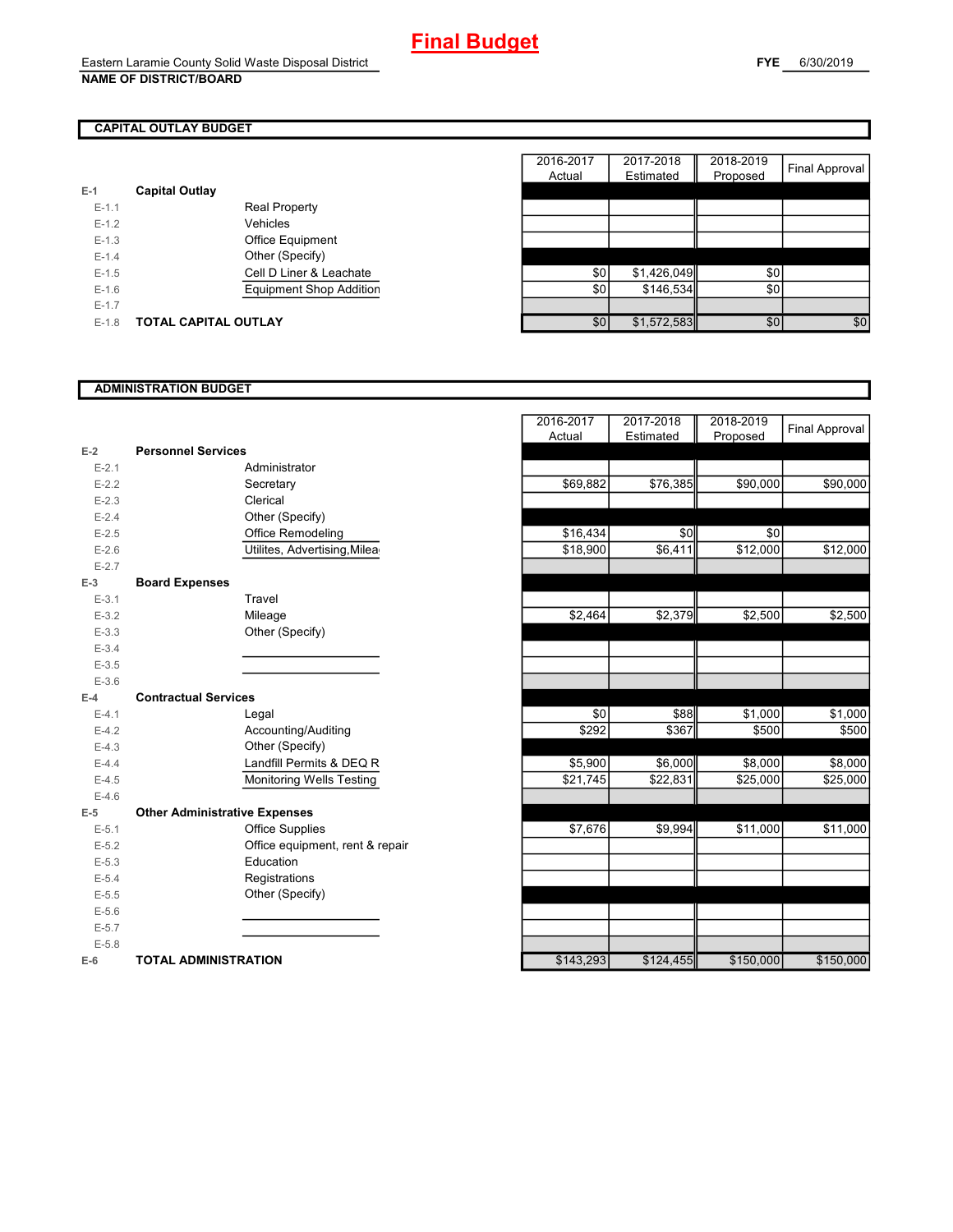# Final Budget

Eastern Laramie County Solid Waste Disposal District
**NAME OF DISTRICT/BOARD**

**FYE** 6/30/2019

## CAPITAL OUTLAY BUDGET

| | | | 2016-2017 Actual | 2017-2018 Estimated | 2018-2019 Proposed | Final Approval |
|---|---|---|---|---|---|---|
| E-1 | **Capital Outlay** | | | | | |
| E-1.1 | | Real Property | | | | |
| E-1.2 | | Vehicles | | | | |
| E-1.3 | | Office Equipment | | | | |
| E-1.4 | | Other (Specify) | | | | |
| E-1.5 | | Cell D Liner & Leachate | $0 | $1,426,049 | $0 | |
| E-1.6 | | Equipment Shop Addition | $0 | $146,534 | $0 | |
| E-1.7 | | | | | | |
| E-1.8 | **TOTAL CAPITAL OUTLAY** | | $0 | $1,572,583 | $0 | $0 |

## ADMINISTRATION BUDGET

| | | | 2016-2017 Actual | 2017-2018 Estimated | 2018-2019 Proposed | Final Approval |
|---|---|---|---|---|---|---|
| E-2 | **Personnel Services** | | | | | |
| E-2.1 | | Administrator | | | | |
| E-2.2 | | Secretary | $69,882 | $76,385 | $90,000 | $90,000 |
| E-2.3 | | Clerical | | | | |
| E-2.4 | | Other (Specify) | | | | |
| E-2.5 | | Office Remodeling | $16,434 | $0 | $0 | |
| E-2.6 | | Utilites, Advertising,Milea | $18,900 | $6,411 | $12,000 | $12,000 |
| E-2.7 | | | | | | |
| E-3 | **Board Expenses** | | | | | |
| E-3.1 | | Travel | | | | |
| E-3.2 | | Mileage | $2,464 | $2,379 | $2,500 | $2,500 |
| E-3.3 | | Other (Specify) | | | | |
| E-3.4 | | | | | | |
| E-3.5 | | | | | | |
| E-3.6 | | | | | | |
| E-4 | **Contractual Services** | | | | | |
| E-4.1 | | Legal | $0 | $88 | $1,000 | $1,000 |
| E-4.2 | | Accounting/Auditing | $292 | $367 | $500 | $500 |
| E-4.3 | | Other (Specify) | | | | |
| E-4.4 | | Landfill Permits & DEQ R | $5,900 | $6,000 | $8,000 | $8,000 |
| E-4.5 | | Monitoring Wells Testing | $21,745 | $22,831 | $25,000 | $25,000 |
| E-4.6 | | | | | | |
| E-5 | **Other Administrative Expenses** | | | | | |
| E-5.1 | | Office Supplies | $7,676 | $9,994 | $11,000 | $11,000 |
| E-5.2 | | Office equipment, rent & repair | | | | |
| E-5.3 | | Education | | | | |
| E-5.4 | | Registrations | | | | |
| E-5.5 | | Other (Specify) | | | | |
| E-5.6 | | | | | | |
| E-5.7 | | | | | | |
| E-5.8 | | | | | | |
| E-6 | **TOTAL ADMINISTRATION** | | $143,293 | $124,455 | $150,000 | $150,000 |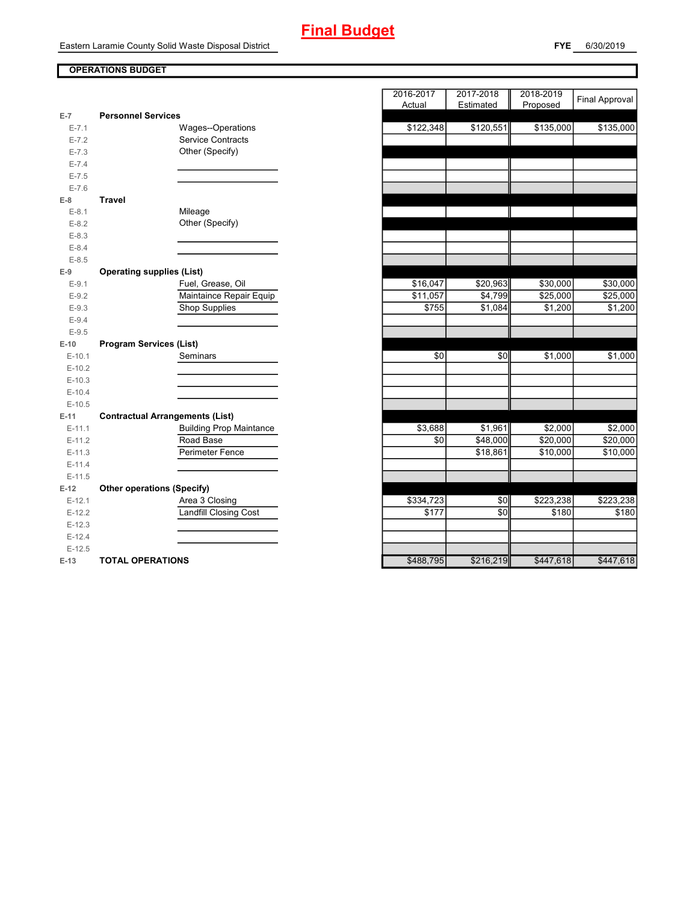# Final Budget

Eastern Laramie County Solid Waste Disposal District

**FYE** 6/30/2019

**OPERATIONS BUDGET**

| | | 2016-2017 Actual | 2017-2018 Estimated | 2018-2019 Proposed | Final Approval |
|---|---|---|---|---|---|
| **E-7** | **Personnel Services** | | | | |
| E-7.1 | Wages--Operations | $122,348 | $120,551 | $135,000 | $135,000 |
| E-7.2 | Service Contracts | | | | |
| E-7.3 | Other (Specify) | | | | |
| E-7.4 | | | | | |
| E-7.5 | | | | | |
| E-7.6 | | | | | |
| **E-8** | **Travel** | | | | |
| E-8.1 | Mileage | | | | |
| E-8.2 | Other (Specify) | | | | |
| E-8.3 | | | | | |
| E-8.4 | | | | | |
| E-8.5 | | | | | |
| **E-9** | **Operating supplies (List)** | | | | |
| E-9.1 | Fuel, Grease, Oil | $16,047 | $20,963 | $30,000 | $30,000 |
| E-9.2 | Maintaince Repair Equip | $11,057 | $4,799 | $25,000 | $25,000 |
| E-9.3 | Shop Supplies | $755 | $1,084 | $1,200 | $1,200 |
| E-9.4 | | | | | |
| E-9.5 | | | | | |
| **E-10** | **Program Services (List)** | | | | |
| E-10.1 | Seminars | $0 | $0 | $1,000 | $1,000 |
| E-10.2 | | | | | |
| E-10.3 | | | | | |
| E-10.4 | | | | | |
| E-10.5 | | | | | |
| **E-11** | **Contractual Arrangements (List)** | | | | |
| E-11.1 | Building Prop Maintance | $3,688 | $1,961 | $2,000 | $2,000 |
| E-11.2 | Road Base | $0 | $48,000 | $20,000 | $20,000 |
| E-11.3 | Perimeter Fence | | $18,861 | $10,000 | $10,000 |
| E-11.4 | | | | | |
| E-11.5 | | | | | |
| **E-12** | **Other operations (Specify)** | | | | |
| E-12.1 | Area 3 Closing | $334,723 | $0 | $223,238 | $223,238 |
| E-12.2 | Landfill Closing Cost | $177 | $0 | $180 | $180 |
| E-12.3 | | | | | |
| E-12.4 | | | | | |
| E-12.5 | | | | | |
| **E-13** | **TOTAL OPERATIONS** | $488,795 | $216,219 | $447,618 | $447,618 |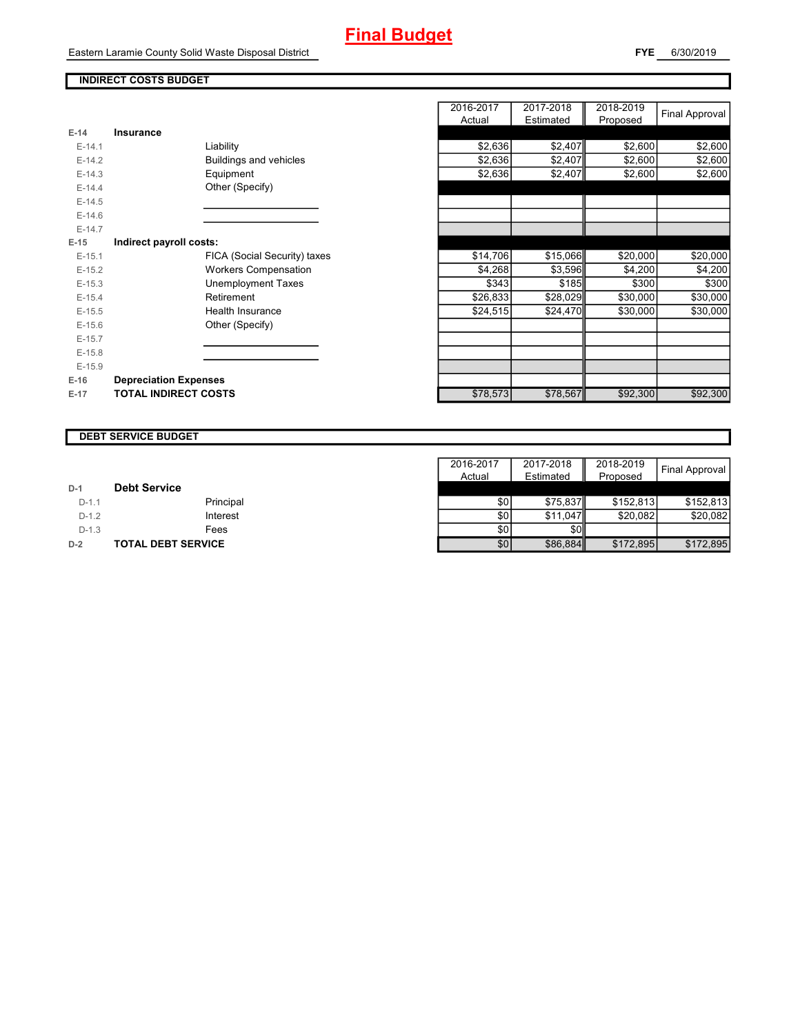# Final Budget

Eastern Laramie County Solid Waste Disposal District

**FYE** 6/30/2019

## INDIRECT COSTS BUDGET

| | | | 2016-2017 Actual | 2017-2018 Estimated | 2018-2019 Proposed | Final Approval |
|---|---|---|---|---|---|---|
| E-14 | **Insurance** | | | | | |
| E-14.1 | | Liability | $2,636 | $2,407 | $2,600 | $2,600 |
| E-14.2 | | Buildings and vehicles | $2,636 | $2,407 | $2,600 | $2,600 |
| E-14.3 | | Equipment | $2,636 | $2,407 | $2,600 | $2,600 |
| E-14.4 | | Other (Specify) | | | | |
| E-14.5 | | | | | | |
| E-14.6 | | | | | | |
| E-14.7 | | | | | | |
| E-15 | **Indirect payroll costs:** | | | | | |
| E-15.1 | | FICA (Social Security) taxes | $14,706 | $15,066 | $20,000 | $20,000 |
| E-15.2 | | Workers Compensation | $4,268 | $3,596 | $4,200 | $4,200 |
| E-15.3 | | Unemployment Taxes | $343 | $185 | $300 | $300 |
| E-15.4 | | Retirement | $26,833 | $28,029 | $30,000 | $30,000 |
| E-15.5 | | Health Insurance | $24,515 | $24,470 | $30,000 | $30,000 |
| E-15.6 | | Other (Specify) | | | | |
| E-15.7 | | | | | | |
| E-15.8 | | | | | | |
| E-15.9 | | | | | | |
| E-16 | **Depreciation Expenses** | | | | | |
| E-17 | **TOTAL INDIRECT COSTS** | | $78,573 | $78,567 | $92,300 | $92,300 |

## DEBT SERVICE BUDGET

| | | | 2016-2017 Actual | 2017-2018 Estimated | 2018-2019 Proposed | Final Approval |
|---|---|---|---|---|---|---|
| D-1 | **Debt Service** | | | | | |
| D-1.1 | | Principal | $0 | $75,837 | $152,813 | $152,813 |
| D-1.2 | | Interest | $0 | $11,047 | $20,082 | $20,082 |
| D-1.3 | | Fees | $0 | $0 | | |
| D-2 | **TOTAL DEBT SERVICE** | | $0 | $86,884 | $172,895 | $172,895 |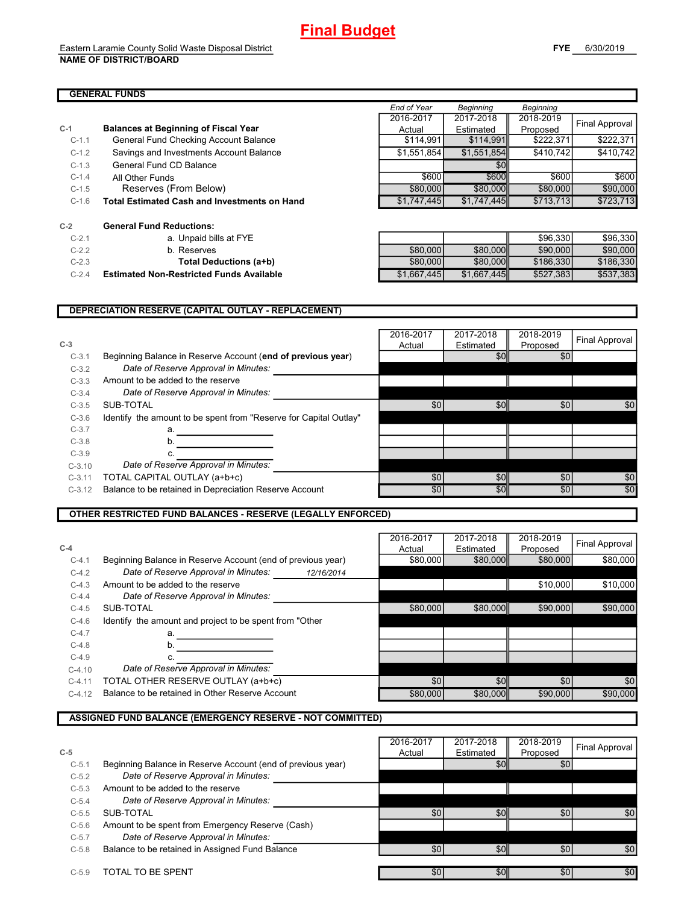# Final Budget

Eastern Laramie County Solid Waste Disposal District
**NAME OF DISTRICT/BOARD**

**FYE** 6/30/2019

## GENERAL FUNDS

| | | *End of Year* 2016-2017 Actual | *Beginning* 2017-2018 Estimated | *Beginning* 2018-2019 Proposed | Final Approval |
|---|---|---|---|---|---|
| C-1 | **Balances at Beginning of Fiscal Year** | | | | |
| C-1.1 | General Fund Checking Account Balance | $114,991 | $114,991 | $222,371 | $222,371 |
| C-1.2 | Savings and Investments Account Balance | $1,551,854 | $1,551,854 | $410,742 | $410,742 |
| C-1.3 | General Fund CD Balance | | $0 | | |
| C-1.4 | All Other Funds | $600 | $600 | $600 | $600 |
| C-1.5 | Reserves (From Below) | $80,000 | $80,000 | $80,000 | $90,000 |
| C-1.6 | **Total Estimated Cash and Investments on Hand** | $1,747,445 | $1,747,445 | $713,713 | $723,713 |
| C-2 | **General Fund Reductions:** | | | | |
| C-2.1 | a. Unpaid bills at FYE | | | $96,330 | $96,330 |
| C-2.2 | b. Reserves | $80,000 | $80,000 | $90,000 | $90,000 |
| C-2.3 | **Total Deductions (a+b)** | $80,000 | $80,000 | $186,330 | $186,330 |
| C-2.4 | **Estimated Non-Restricted Funds Available** | $1,667,445 | $1,667,445 | $527,383 | $537,383 |

## DEPRECIATION RESERVE (CAPITAL OUTLAY - REPLACEMENT)

| C-3 | | 2016-2017 Actual | 2017-2018 Estimated | 2018-2019 Proposed | Final Approval |
|---|---|---|---|---|---|
| C-3.1 | Beginning Balance in Reserve Account (**end of previous year**) | | $0 | $0 | |
| C-3.2 | *Date of Reserve Approval in Minutes:* | | | | |
| C-3.3 | Amount to be added to the reserve | | | | |
| C-3.4 | *Date of Reserve Approval in Minutes:* | | | | |
| C-3.5 | SUB-TOTAL | $0 | $0 | $0 | $0 |
| C-3.6 | Identify the amount to be spent from "Reserve for Capital Outlay" | | | | |
| C-3.7 | a. | | | | |
| C-3.8 | b. | | | | |
| C-3.9 | c. | | | | |
| C-3.10 | *Date of Reserve Approval in Minutes:* | | | | |
| C-3.11 | TOTAL CAPITAL OUTLAY (a+b+c) | $0 | $0 | $0 | $0 |
| C-3.12 | Balance to be retained in Depreciation Reserve Account | $0 | $0 | $0 | $0 |

## OTHER RESTRICTED FUND BALANCES - RESERVE (LEGALLY ENFORCED)

| C-4 | | 2016-2017 Actual | 2017-2018 Estimated | 2018-2019 Proposed | Final Approval |
|---|---|---|---|---|---|
| C-4.1 | Beginning Balance in Reserve Account (end of previous year) | $80,000 | $80,000 | $80,000 | $80,000 |
| C-4.2 | *Date of Reserve Approval in Minutes:* *12/16/2014* | | | | |
| C-4.3 | Amount to be added to the reserve | | | $10,000 | $10,000 |
| C-4.4 | *Date of Reserve Approval in Minutes:* | | | | |
| C-4.5 | SUB-TOTAL | $80,000 | $80,000 | $90,000 | $90,000 |
| C-4.6 | Identify the amount and project to be spent from "Other | | | | |
| C-4.7 | a. | | | | |
| C-4.8 | b. | | | | |
| C-4.9 | c. | | | | |
| C-4.10 | *Date of Reserve Approval in Minutes:* | | | | |
| C-4.11 | TOTAL OTHER RESERVE OUTLAY (a+b+c) | $0 | $0 | $0 | $0 |
| C-4.12 | Balance to be retained in Other Reserve Account | $80,000 | $80,000 | $90,000 | $90,000 |

## ASSIGNED FUND BALANCE (EMERGENCY RESERVE - NOT COMMITTED)

| C-5 | | 2016-2017 Actual | 2017-2018 Estimated | 2018-2019 Proposed | Final Approval |
|---|---|---|---|---|---|
| C-5.1 | Beginning Balance in Reserve Account (end of previous year) | | $0 | $0 | |
| C-5.2 | *Date of Reserve Approval in Minutes:* | | | | |
| C-5.3 | Amount to be added to the reserve | | | | |
| C-5.4 | *Date of Reserve Approval in Minutes:* | | | | |
| C-5.5 | SUB-TOTAL | $0 | $0 | $0 | $0 |
| C-5.6 | Amount to be spent from Emergency Reserve (Cash) | | | | |
| C-5.7 | *Date of Reserve Approval in Minutes:* | | | | |
| C-5.8 | Balance to be retained in Assigned Fund Balance | $0 | $0 | $0 | $0 |
| C-5.9 | TOTAL TO BE SPENT | $0 | $0 | $0 | $0 |